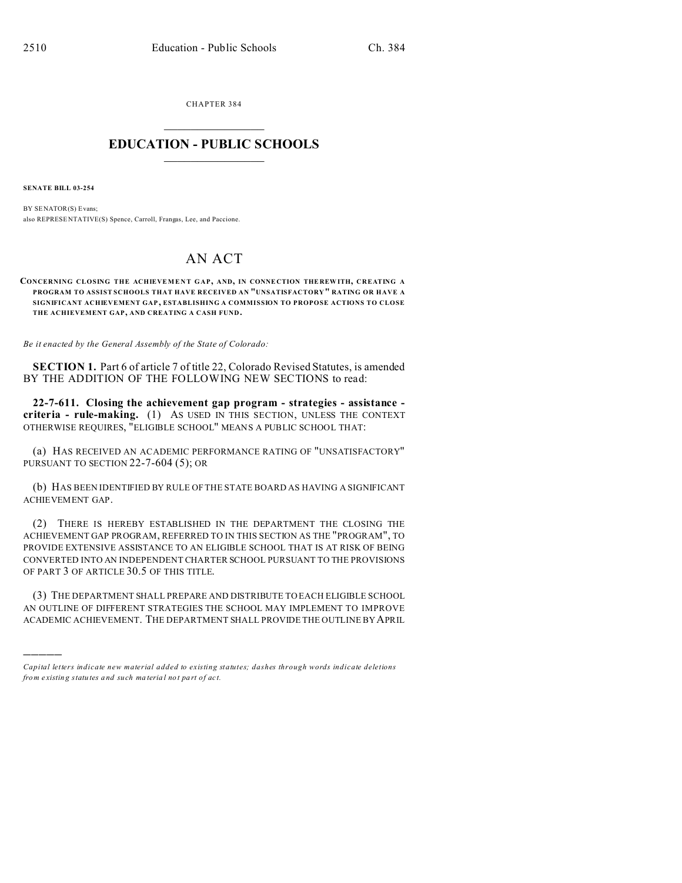CHAPTER 384

# EDUCATION - PUBLIC SCHOOLS

**SENATE BILL 03-254**

BY SENATOR(S) Evans;
also REPRESENTATIVE(S) Spence, Carroll, Frangas, Lee, and Paccione.

# AN ACT

**CONCERNING CLOSING THE ACHIEVEMENT GAP, AND, IN CONNECTION THEREWITH, CREATING A PROGRAM TO ASSIST SCHOOLS THAT HAVE RECEIVED AN "UNSATISFACTORY" RATING OR HAVE A SIGNIFICANT ACHIEVEMENT GAP, ESTABLISHING A COMMISSION TO PROPOSE ACTIONS TO CLOSE THE ACHIEVEMENT GAP, AND CREATING A CASH FUND.**

*Be it enacted by the General Assembly of the State of Colorado:*

**SECTION 1.** Part 6 of article 7 of title 22, Colorado Revised Statutes, is amended BY THE ADDITION OF THE FOLLOWING NEW SECTIONS to read:

**22-7-611. Closing the achievement gap program - strategies - assistance - criteria - rule-making.** (1) AS USED IN THIS SECTION, UNLESS THE CONTEXT OTHERWISE REQUIRES, "ELIGIBLE SCHOOL" MEANS A PUBLIC SCHOOL THAT:

(a) HAS RECEIVED AN ACADEMIC PERFORMANCE RATING OF "UNSATISFACTORY" PURSUANT TO SECTION 22-7-604 (5); OR

(b) HAS BEEN IDENTIFIED BY RULE OF THE STATE BOARD AS HAVING A SIGNIFICANT ACHIEVEMENT GAP.

(2) THERE IS HEREBY ESTABLISHED IN THE DEPARTMENT THE CLOSING THE ACHIEVEMENT GAP PROGRAM, REFERRED TO IN THIS SECTION AS THE "PROGRAM", TO PROVIDE EXTENSIVE ASSISTANCE TO AN ELIGIBLE SCHOOL THAT IS AT RISK OF BEING CONVERTED INTO AN INDEPENDENT CHARTER SCHOOL PURSUANT TO THE PROVISIONS OF PART 3 OF ARTICLE 30.5 OF THIS TITLE.

(3) THE DEPARTMENT SHALL PREPARE AND DISTRIBUTE TO EACH ELIGIBLE SCHOOL AN OUTLINE OF DIFFERENT STRATEGIES THE SCHOOL MAY IMPLEMENT TO IMPROVE ACADEMIC ACHIEVEMENT. THE DEPARTMENT SHALL PROVIDE THE OUTLINE BY APRIL

*Capital letters indicate new material added to existing statutes; dashes through words indicate deletions from existing statutes and such material not part of act.*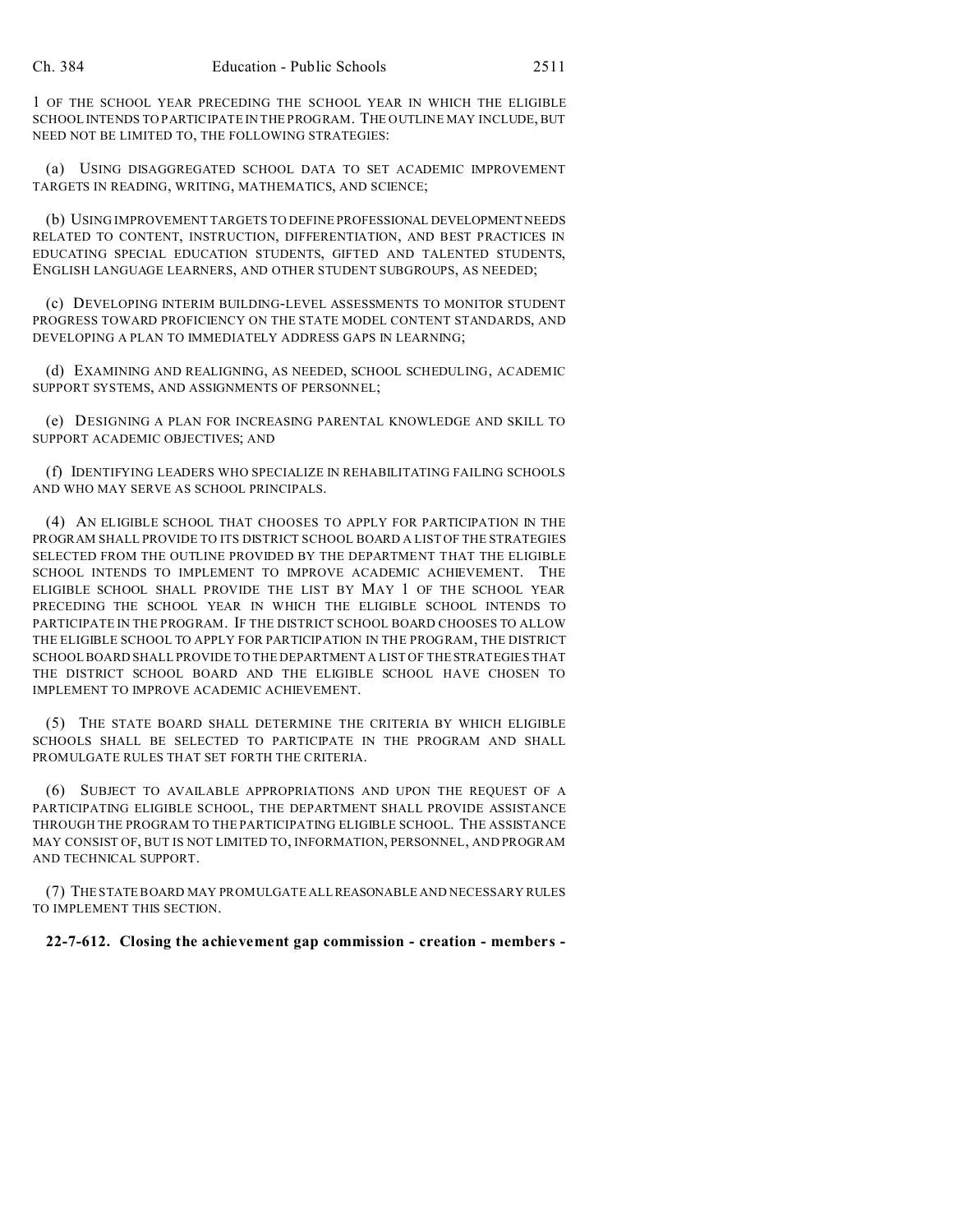1 OF THE SCHOOL YEAR PRECEDING THE SCHOOL YEAR IN WHICH THE ELIGIBLE SCHOOL INTENDS TO PARTICIPATE IN THE PROGRAM. THE OUTLINE MAY INCLUDE, BUT NEED NOT BE LIMITED TO, THE FOLLOWING STRATEGIES:

(a) USING DISAGGREGATED SCHOOL DATA TO SET ACADEMIC IMPROVEMENT TARGETS IN READING, WRITING, MATHEMATICS, AND SCIENCE;

(b) USING IMPROVEMENT TARGETS TO DEFINE PROFESSIONAL DEVELOPMENT NEEDS RELATED TO CONTENT, INSTRUCTION, DIFFERENTIATION, AND BEST PRACTICES IN EDUCATING SPECIAL EDUCATION STUDENTS, GIFTED AND TALENTED STUDENTS, ENGLISH LANGUAGE LEARNERS, AND OTHER STUDENT SUBGROUPS, AS NEEDED;

(c) DEVELOPING INTERIM BUILDING-LEVEL ASSESSMENTS TO MONITOR STUDENT PROGRESS TOWARD PROFICIENCY ON THE STATE MODEL CONTENT STANDARDS, AND DEVELOPING A PLAN TO IMMEDIATELY ADDRESS GAPS IN LEARNING;

(d) EXAMINING AND REALIGNING, AS NEEDED, SCHOOL SCHEDULING, ACADEMIC SUPPORT SYSTEMS, AND ASSIGNMENTS OF PERSONNEL;

(e) DESIGNING A PLAN FOR INCREASING PARENTAL KNOWLEDGE AND SKILL TO SUPPORT ACADEMIC OBJECTIVES; AND

(f) IDENTIFYING LEADERS WHO SPECIALIZE IN REHABILITATING FAILING SCHOOLS AND WHO MAY SERVE AS SCHOOL PRINCIPALS.

(4) AN ELIGIBLE SCHOOL THAT CHOOSES TO APPLY FOR PARTICIPATION IN THE PROGRAM SHALL PROVIDE TO ITS DISTRICT SCHOOL BOARD A LIST OF THE STRATEGIES SELECTED FROM THE OUTLINE PROVIDED BY THE DEPARTMENT THAT THE ELIGIBLE SCHOOL INTENDS TO IMPLEMENT TO IMPROVE ACADEMIC ACHIEVEMENT. THE ELIGIBLE SCHOOL SHALL PROVIDE THE LIST BY MAY 1 OF THE SCHOOL YEAR PRECEDING THE SCHOOL YEAR IN WHICH THE ELIGIBLE SCHOOL INTENDS TO PARTICIPATE IN THE PROGRAM. IF THE DISTRICT SCHOOL BOARD CHOOSES TO ALLOW THE ELIGIBLE SCHOOL TO APPLY FOR PARTICIPATION IN THE PROGRAM, THE DISTRICT SCHOOL BOARD SHALL PROVIDE TO THE DEPARTMENT A LIST OF THE STRATEGIES THAT THE DISTRICT SCHOOL BOARD AND THE ELIGIBLE SCHOOL HAVE CHOSEN TO IMPLEMENT TO IMPROVE ACADEMIC ACHIEVEMENT.

(5) THE STATE BOARD SHALL DETERMINE THE CRITERIA BY WHICH ELIGIBLE SCHOOLS SHALL BE SELECTED TO PARTICIPATE IN THE PROGRAM AND SHALL PROMULGATE RULES THAT SET FORTH THE CRITERIA.

(6) SUBJECT TO AVAILABLE APPROPRIATIONS AND UPON THE REQUEST OF A PARTICIPATING ELIGIBLE SCHOOL, THE DEPARTMENT SHALL PROVIDE ASSISTANCE THROUGH THE PROGRAM TO THE PARTICIPATING ELIGIBLE SCHOOL. THE ASSISTANCE MAY CONSIST OF, BUT IS NOT LIMITED TO, INFORMATION, PERSONNEL, AND PROGRAM AND TECHNICAL SUPPORT.

(7) THE STATE BOARD MAY PROMULGATE ALL REASONABLE AND NECESSARY RULES TO IMPLEMENT THIS SECTION.

**22-7-612. Closing the achievement gap commission - creation - members -**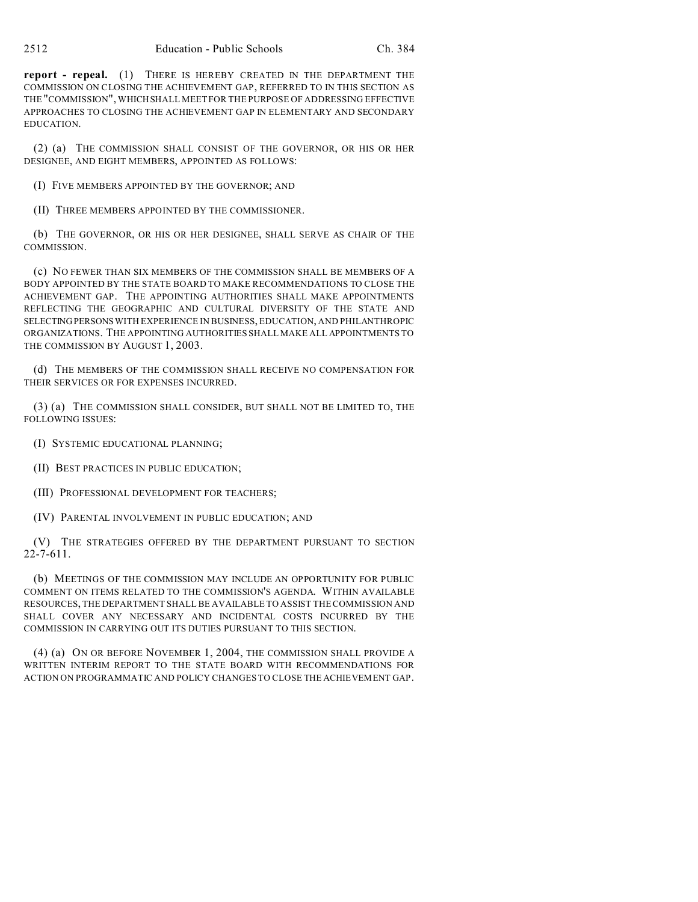**report - repeal.** (1) THERE IS HEREBY CREATED IN THE DEPARTMENT THE COMMISSION ON CLOSING THE ACHIEVEMENT GAP, REFERRED TO IN THIS SECTION AS THE "COMMISSION", WHICH SHALL MEET FOR THE PURPOSE OF ADDRESSING EFFECTIVE APPROACHES TO CLOSING THE ACHIEVEMENT GAP IN ELEMENTARY AND SECONDARY EDUCATION.

(2) (a) THE COMMISSION SHALL CONSIST OF THE GOVERNOR, OR HIS OR HER DESIGNEE, AND EIGHT MEMBERS, APPOINTED AS FOLLOWS:

(I) FIVE MEMBERS APPOINTED BY THE GOVERNOR; AND

(II) THREE MEMBERS APPOINTED BY THE COMMISSIONER.

(b) THE GOVERNOR, OR HIS OR HER DESIGNEE, SHALL SERVE AS CHAIR OF THE COMMISSION.

(c) NO FEWER THAN SIX MEMBERS OF THE COMMISSION SHALL BE MEMBERS OF A BODY APPOINTED BY THE STATE BOARD TO MAKE RECOMMENDATIONS TO CLOSE THE ACHIEVEMENT GAP. THE APPOINTING AUTHORITIES SHALL MAKE APPOINTMENTS REFLECTING THE GEOGRAPHIC AND CULTURAL DIVERSITY OF THE STATE AND SELECTING PERSONS WITH EXPERIENCE IN BUSINESS, EDUCATION, AND PHILANTHROPIC ORGANIZATIONS. THE APPOINTING AUTHORITIES SHALL MAKE ALL APPOINTMENTS TO THE COMMISSION BY AUGUST 1, 2003.

(d) THE MEMBERS OF THE COMMISSION SHALL RECEIVE NO COMPENSATION FOR THEIR SERVICES OR FOR EXPENSES INCURRED.

(3) (a) THE COMMISSION SHALL CONSIDER, BUT SHALL NOT BE LIMITED TO, THE FOLLOWING ISSUES:

(I) SYSTEMIC EDUCATIONAL PLANNING;

(II) BEST PRACTICES IN PUBLIC EDUCATION;

(III) PROFESSIONAL DEVELOPMENT FOR TEACHERS;

(IV) PARENTAL INVOLVEMENT IN PUBLIC EDUCATION; AND

(V) THE STRATEGIES OFFERED BY THE DEPARTMENT PURSUANT TO SECTION 22-7-611.

(b) MEETINGS OF THE COMMISSION MAY INCLUDE AN OPPORTUNITY FOR PUBLIC COMMENT ON ITEMS RELATED TO THE COMMISSION'S AGENDA. WITHIN AVAILABLE RESOURCES, THE DEPARTMENT SHALL BE AVAILABLE TO ASSIST THE COMMISSION AND SHALL COVER ANY NECESSARY AND INCIDENTAL COSTS INCURRED BY THE COMMISSION IN CARRYING OUT ITS DUTIES PURSUANT TO THIS SECTION.

(4) (a) ON OR BEFORE NOVEMBER 1, 2004, THE COMMISSION SHALL PROVIDE A WRITTEN INTERIM REPORT TO THE STATE BOARD WITH RECOMMENDATIONS FOR ACTION ON PROGRAMMATIC AND POLICY CHANGES TO CLOSE THE ACHIEVEMENT GAP.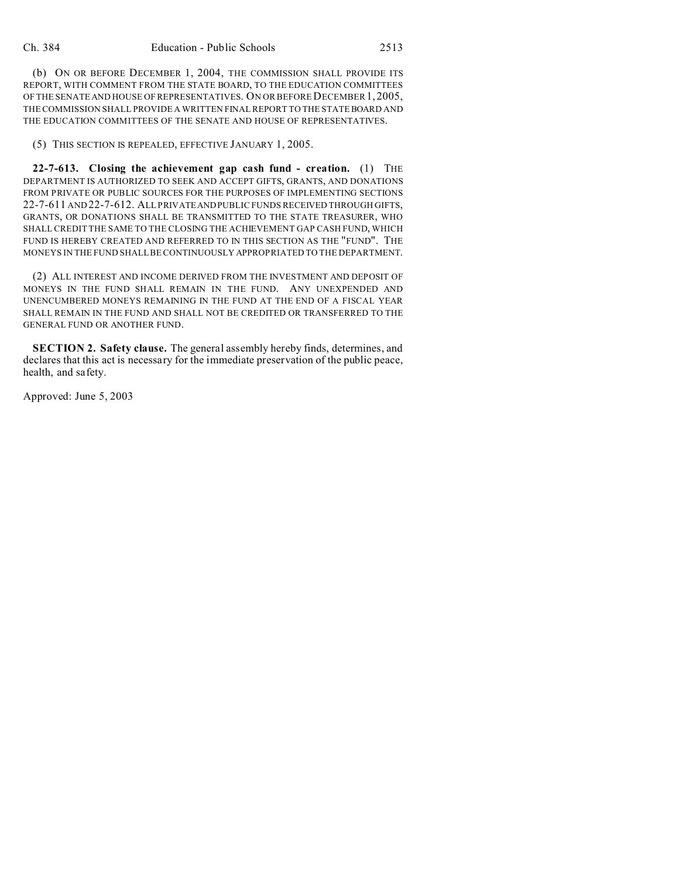(b) ON OR BEFORE DECEMBER 1, 2004, THE COMMISSION SHALL PROVIDE ITS REPORT, WITH COMMENT FROM THE STATE BOARD, TO THE EDUCATION COMMITTEES OF THE SENATE AND HOUSE OF REPRESENTATIVES. ON OR BEFORE DECEMBER 1, 2005, THE COMMISSION SHALL PROVIDE A WRITTEN FINAL REPORT TO THE STATE BOARD AND THE EDUCATION COMMITTEES OF THE SENATE AND HOUSE OF REPRESENTATIVES.

(5) THIS SECTION IS REPEALED, EFFECTIVE JANUARY 1, 2005.

**22-7-613. Closing the achievement gap cash fund - creation.** (1) THE DEPARTMENT IS AUTHORIZED TO SEEK AND ACCEPT GIFTS, GRANTS, AND DONATIONS FROM PRIVATE OR PUBLIC SOURCES FOR THE PURPOSES OF IMPLEMENTING SECTIONS 22-7-611 AND 22-7-612. ALL PRIVATE AND PUBLIC FUNDS RECEIVED THROUGH GIFTS, GRANTS, OR DONATIONS SHALL BE TRANSMITTED TO THE STATE TREASURER, WHO SHALL CREDIT THE SAME TO THE CLOSING THE ACHIEVEMENT GAP CASH FUND, WHICH FUND IS HEREBY CREATED AND REFERRED TO IN THIS SECTION AS THE "FUND". THE MONEYS IN THE FUND SHALL BE CONTINUOUSLY APPROPRIATED TO THE DEPARTMENT.

(2) ALL INTEREST AND INCOME DERIVED FROM THE INVESTMENT AND DEPOSIT OF MONEYS IN THE FUND SHALL REMAIN IN THE FUND. ANY UNEXPENDED AND UNENCUMBERED MONEYS REMAINING IN THE FUND AT THE END OF A FISCAL YEAR SHALL REMAIN IN THE FUND AND SHALL NOT BE CREDITED OR TRANSFERRED TO THE GENERAL FUND OR ANOTHER FUND.

**SECTION 2. Safety clause.** The general assembly hereby finds, determines, and declares that this act is necessary for the immediate preservation of the public peace, health, and safety.

Approved: June 5, 2003